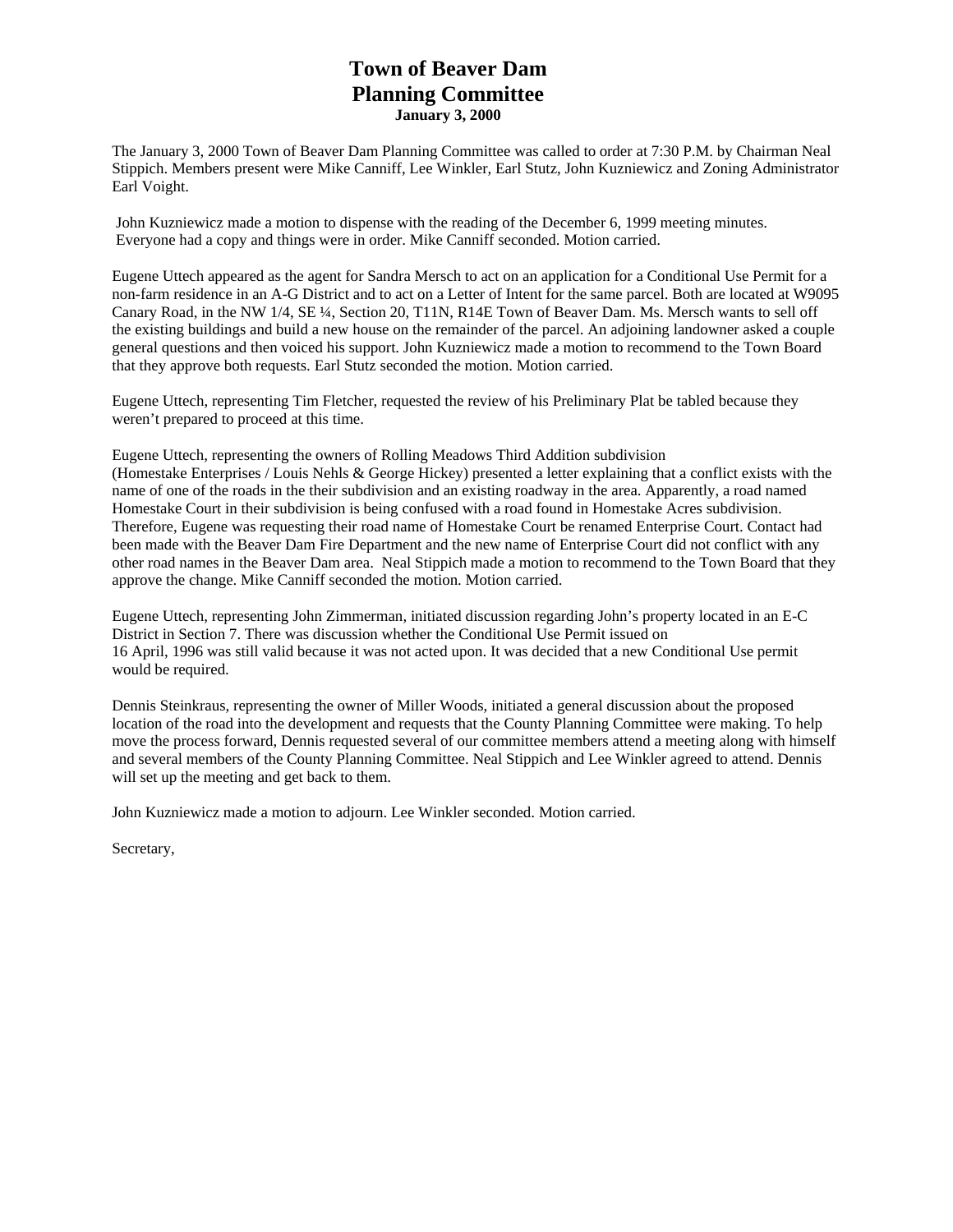# Town of Beaver Dam
# Planning Committee
**January 3, 2000**

The January 3, 2000 Town of Beaver Dam Planning Committee was called to order at 7:30 P.M. by Chairman Neal Stippich. Members present were Mike Canniff, Lee Winkler, Earl Stutz, John Kuzniewicz and Zoning Administrator Earl Voight.

John Kuzniewicz made a motion to dispense with the reading of the December 6, 1999 meeting minutes. Everyone had a copy and things were in order. Mike Canniff seconded. Motion carried.

Eugene Uttech appeared as the agent for Sandra Mersch to act on an application for a Conditional Use Permit for a non-farm residence in an A-G District and to act on a Letter of Intent for the same parcel. Both are located at W9095 Canary Road, in the NW 1/4, SE ¼, Section 20, T11N, R14E Town of Beaver Dam. Ms. Mersch wants to sell off the existing buildings and build a new house on the remainder of the parcel. An adjoining landowner asked a couple general questions and then voiced his support. John Kuzniewicz made a motion to recommend to the Town Board that they approve both requests. Earl Stutz seconded the motion. Motion carried.

Eugene Uttech, representing Tim Fletcher, requested the review of his Preliminary Plat be tabled because they weren't prepared to proceed at this time.

Eugene Uttech, representing the owners of Rolling Meadows Third Addition subdivision (Homestake Enterprises / Louis Nehls & George Hickey) presented a letter explaining that a conflict exists with the name of one of the roads in the their subdivision and an existing roadway in the area. Apparently, a road named Homestake Court in their subdivision is being confused with a road found in Homestake Acres subdivision. Therefore, Eugene was requesting their road name of Homestake Court be renamed Enterprise Court. Contact had been made with the Beaver Dam Fire Department and the new name of Enterprise Court did not conflict with any other road names in the Beaver Dam area. Neal Stippich made a motion to recommend to the Town Board that they approve the change. Mike Canniff seconded the motion. Motion carried.

Eugene Uttech, representing John Zimmerman, initiated discussion regarding John's property located in an E-C District in Section 7. There was discussion whether the Conditional Use Permit issued on 16 April, 1996 was still valid because it was not acted upon. It was decided that a new Conditional Use permit would be required.

Dennis Steinkraus, representing the owner of Miller Woods, initiated a general discussion about the proposed location of the road into the development and requests that the County Planning Committee were making. To help move the process forward, Dennis requested several of our committee members attend a meeting along with himself and several members of the County Planning Committee. Neal Stippich and Lee Winkler agreed to attend. Dennis will set up the meeting and get back to them.

John Kuzniewicz made a motion to adjourn. Lee Winkler seconded. Motion carried.

Secretary,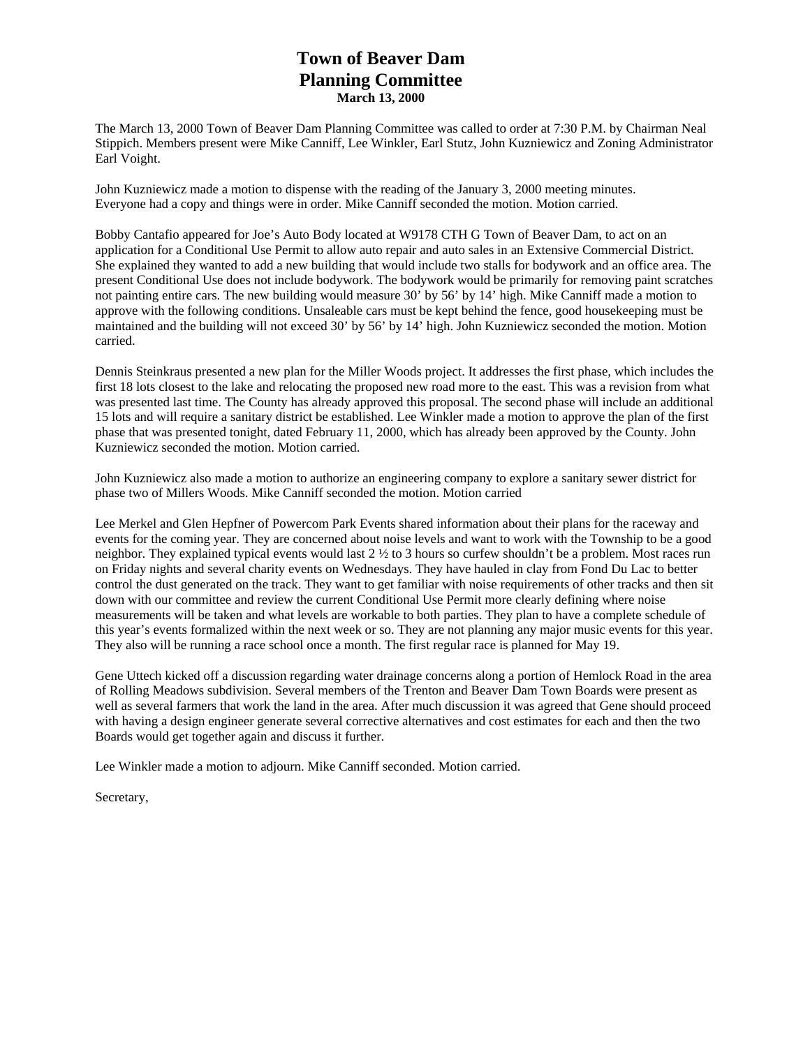# Town of Beaver Dam
# Planning Committee
### March 13, 2000

The March 13, 2000 Town of Beaver Dam Planning Committee was called to order at 7:30 P.M. by Chairman Neal Stippich. Members present were Mike Canniff, Lee Winkler, Earl Stutz, John Kuzniewicz and Zoning Administrator Earl Voight.

John Kuzniewicz made a motion to dispense with the reading of the January 3, 2000 meeting minutes. Everyone had a copy and things were in order. Mike Canniff seconded the motion. Motion carried.

Bobby Cantafio appeared for Joe's Auto Body located at W9178 CTH G Town of Beaver Dam, to act on an application for a Conditional Use Permit to allow auto repair and auto sales in an Extensive Commercial District. She explained they wanted to add a new building that would include two stalls for bodywork and an office area. The present Conditional Use does not include bodywork. The bodywork would be primarily for removing paint scratches not painting entire cars. The new building would measure 30' by 56' by 14' high. Mike Canniff made a motion to approve with the following conditions. Unsaleable cars must be kept behind the fence, good housekeeping must be maintained and the building will not exceed 30' by 56' by 14' high. John Kuzniewicz seconded the motion. Motion carried.

Dennis Steinkraus presented a new plan for the Miller Woods project. It addresses the first phase, which includes the first 18 lots closest to the lake and relocating the proposed new road more to the east. This was a revision from what was presented last time. The County has already approved this proposal. The second phase will include an additional 15 lots and will require a sanitary district be established. Lee Winkler made a motion to approve the plan of the first phase that was presented tonight, dated February 11, 2000, which has already been approved by the County. John Kuzniewicz seconded the motion. Motion carried.

John Kuzniewicz also made a motion to authorize an engineering company to explore a sanitary sewer district for phase two of Millers Woods. Mike Canniff seconded the motion. Motion carried

Lee Merkel and Glen Hepfner of Powercom Park Events shared information about their plans for the raceway and events for the coming year. They are concerned about noise levels and want to work with the Township to be a good neighbor. They explained typical events would last 2 ½ to 3 hours so curfew shouldn't be a problem. Most races run on Friday nights and several charity events on Wednesdays. They have hauled in clay from Fond Du Lac to better control the dust generated on the track. They want to get familiar with noise requirements of other tracks and then sit down with our committee and review the current Conditional Use Permit more clearly defining where noise measurements will be taken and what levels are workable to both parties. They plan to have a complete schedule of this year's events formalized within the next week or so. They are not planning any major music events for this year. They also will be running a race school once a month. The first regular race is planned for May 19.

Gene Uttech kicked off a discussion regarding water drainage concerns along a portion of Hemlock Road in the area of Rolling Meadows subdivision. Several members of the Trenton and Beaver Dam Town Boards were present as well as several farmers that work the land in the area. After much discussion it was agreed that Gene should proceed with having a design engineer generate several corrective alternatives and cost estimates for each and then the two Boards would get together again and discuss it further.

Lee Winkler made a motion to adjourn. Mike Canniff seconded. Motion carried.

Secretary,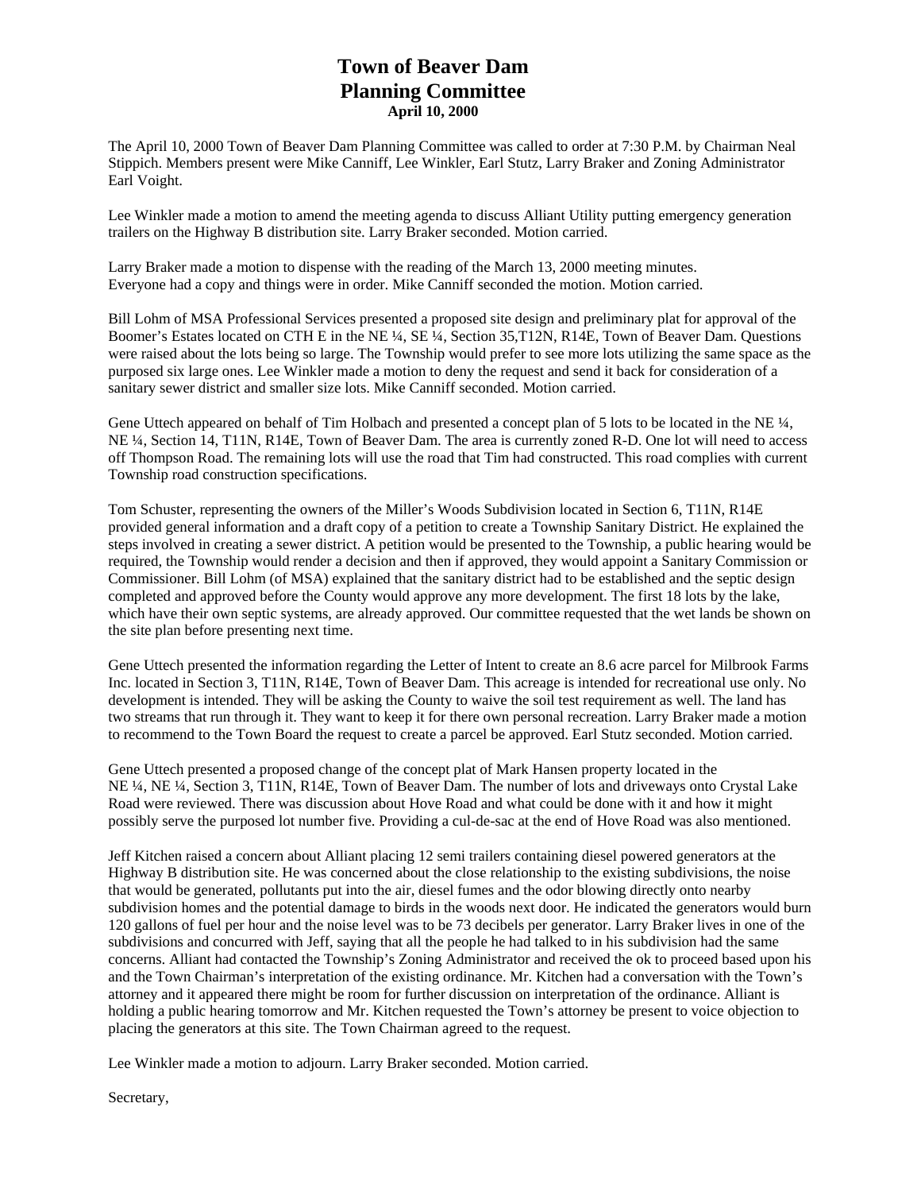# Town of Beaver Dam
# Planning Committee
**April 10, 2000**

The April 10, 2000 Town of Beaver Dam Planning Committee was called to order at 7:30 P.M. by Chairman Neal Stippich. Members present were Mike Canniff, Lee Winkler, Earl Stutz, Larry Braker and Zoning Administrator Earl Voight.

Lee Winkler made a motion to amend the meeting agenda to discuss Alliant Utility putting emergency generation trailers on the Highway B distribution site. Larry Braker seconded. Motion carried.

Larry Braker made a motion to dispense with the reading of the March 13, 2000 meeting minutes. Everyone had a copy and things were in order. Mike Canniff seconded the motion. Motion carried.

Bill Lohm of MSA Professional Services presented a proposed site design and preliminary plat for approval of the Boomer's Estates located on CTH E in the NE ¼, SE ¼, Section 35,T12N, R14E, Town of Beaver Dam. Questions were raised about the lots being so large. The Township would prefer to see more lots utilizing the same space as the purposed six large ones. Lee Winkler made a motion to deny the request and send it back for consideration of a sanitary sewer district and smaller size lots. Mike Canniff seconded. Motion carried.

Gene Uttech appeared on behalf of Tim Holbach and presented a concept plan of 5 lots to be located in the NE ¼, NE ¼, Section 14, T11N, R14E, Town of Beaver Dam. The area is currently zoned R-D. One lot will need to access off Thompson Road. The remaining lots will use the road that Tim had constructed. This road complies with current Township road construction specifications.

Tom Schuster, representing the owners of the Miller's Woods Subdivision located in Section 6, T11N, R14E provided general information and a draft copy of a petition to create a Township Sanitary District. He explained the steps involved in creating a sewer district. A petition would be presented to the Township, a public hearing would be required, the Township would render a decision and then if approved, they would appoint a Sanitary Commission or Commissioner. Bill Lohm (of MSA) explained that the sanitary district had to be established and the septic design completed and approved before the County would approve any more development. The first 18 lots by the lake, which have their own septic systems, are already approved. Our committee requested that the wet lands be shown on the site plan before presenting next time.

Gene Uttech presented the information regarding the Letter of Intent to create an 8.6 acre parcel for Milbrook Farms Inc. located in Section 3, T11N, R14E, Town of Beaver Dam. This acreage is intended for recreational use only. No development is intended. They will be asking the County to waive the soil test requirement as well. The land has two streams that run through it. They want to keep it for there own personal recreation. Larry Braker made a motion to recommend to the Town Board the request to create a parcel be approved. Earl Stutz seconded. Motion carried.

Gene Uttech presented a proposed change of the concept plat of Mark Hansen property located in the NE ¼, NE ¼, Section 3, T11N, R14E, Town of Beaver Dam. The number of lots and driveways onto Crystal Lake Road were reviewed. There was discussion about Hove Road and what could be done with it and how it might possibly serve the purposed lot number five. Providing a cul-de-sac at the end of Hove Road was also mentioned.

Jeff Kitchen raised a concern about Alliant placing 12 semi trailers containing diesel powered generators at the Highway B distribution site. He was concerned about the close relationship to the existing subdivisions, the noise that would be generated, pollutants put into the air, diesel fumes and the odor blowing directly onto nearby subdivision homes and the potential damage to birds in the woods next door. He indicated the generators would burn 120 gallons of fuel per hour and the noise level was to be 73 decibels per generator. Larry Braker lives in one of the subdivisions and concurred with Jeff, saying that all the people he had talked to in his subdivision had the same concerns. Alliant had contacted the Township's Zoning Administrator and received the ok to proceed based upon his and the Town Chairman's interpretation of the existing ordinance. Mr. Kitchen had a conversation with the Town's attorney and it appeared there might be room for further discussion on interpretation of the ordinance. Alliant is holding a public hearing tomorrow and Mr. Kitchen requested the Town's attorney be present to voice objection to placing the generators at this site. The Town Chairman agreed to the request.

Lee Winkler made a motion to adjourn. Larry Braker seconded. Motion carried.

Secretary,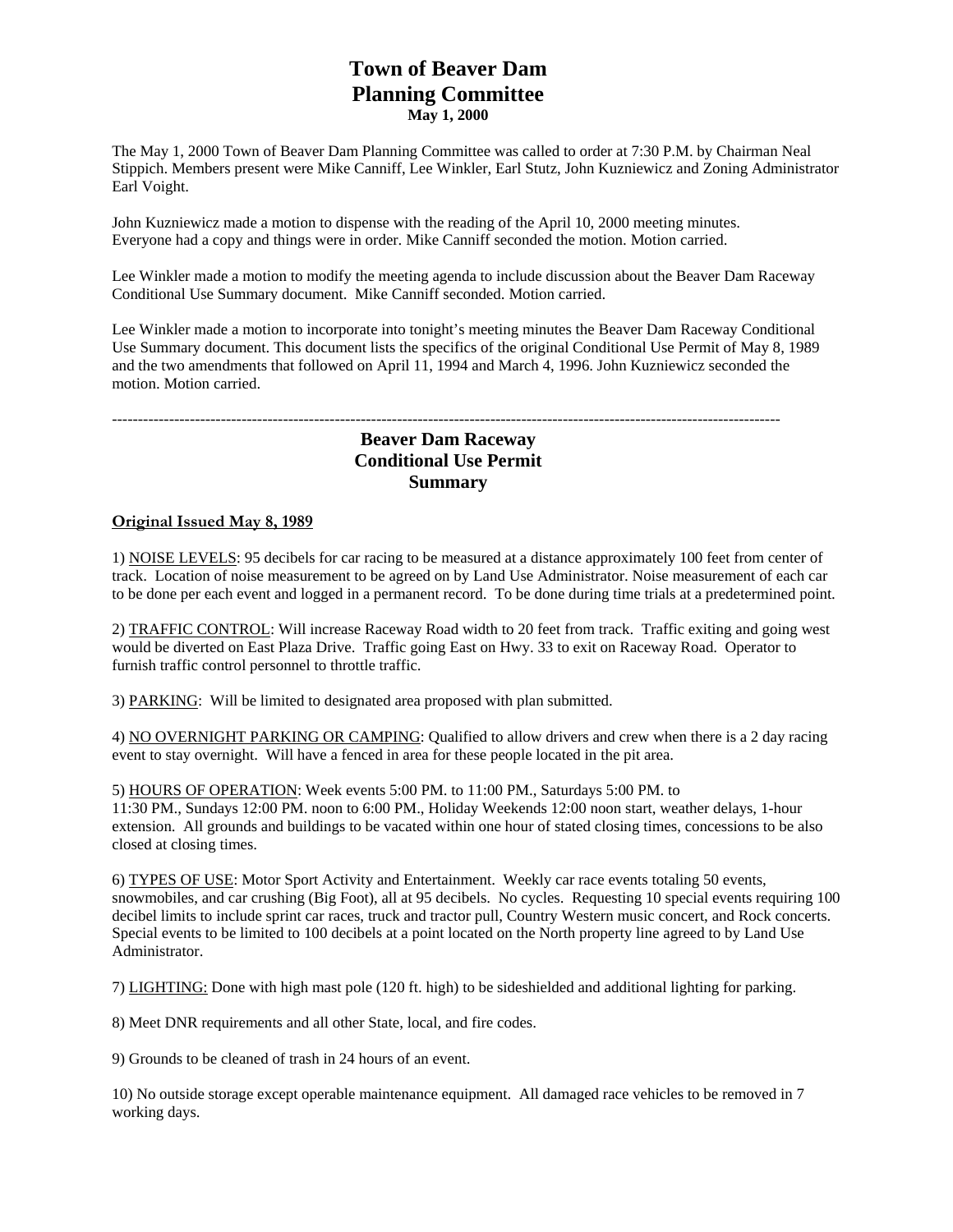# Town of Beaver Dam
# Planning Committee
**May 1, 2000**

The May 1, 2000 Town of Beaver Dam Planning Committee was called to order at 7:30 P.M. by Chairman Neal Stippich. Members present were Mike Canniff, Lee Winkler, Earl Stutz, John Kuzniewicz and Zoning Administrator Earl Voight.

John Kuzniewicz made a motion to dispense with the reading of the April 10, 2000 meeting minutes. Everyone had a copy and things were in order. Mike Canniff seconded the motion. Motion carried.

Lee Winkler made a motion to modify the meeting agenda to include discussion about the Beaver Dam Raceway Conditional Use Summary document. Mike Canniff seconded. Motion carried.

Lee Winkler made a motion to incorporate into tonight's meeting minutes the Beaver Dam Raceway Conditional Use Summary document. This document lists the specifics of the original Conditional Use Permit of May 8, 1989 and the two amendments that followed on April 11, 1994 and March 4, 1996. John Kuzniewicz seconded the motion. Motion carried.

---

## Beaver Dam Raceway
## Conditional Use Permit
## Summary

**Original Issued May 8, 1989**

1) NOISE LEVELS: 95 decibels for car racing to be measured at a distance approximately 100 feet from center of track. Location of noise measurement to be agreed on by Land Use Administrator. Noise measurement of each car to be done per each event and logged in a permanent record. To be done during time trials at a predetermined point.

2) TRAFFIC CONTROL: Will increase Raceway Road width to 20 feet from track. Traffic exiting and going west would be diverted on East Plaza Drive. Traffic going East on Hwy. 33 to exit on Raceway Road. Operator to furnish traffic control personnel to throttle traffic.

3) PARKING: Will be limited to designated area proposed with plan submitted.

4) NO OVERNIGHT PARKING OR CAMPING: Qualified to allow drivers and crew when there is a 2 day racing event to stay overnight. Will have a fenced in area for these people located in the pit area.

5) HOURS OF OPERATION: Week events 5:00 PM. to 11:00 PM., Saturdays 5:00 PM. to 11:30 PM., Sundays 12:00 PM. noon to 6:00 PM., Holiday Weekends 12:00 noon start, weather delays, 1-hour extension. All grounds and buildings to be vacated within one hour of stated closing times, concessions to be also closed at closing times.

6) TYPES OF USE: Motor Sport Activity and Entertainment. Weekly car race events totaling 50 events, snowmobiles, and car crushing (Big Foot), all at 95 decibels. No cycles. Requesting 10 special events requiring 100 decibel limits to include sprint car races, truck and tractor pull, Country Western music concert, and Rock concerts. Special events to be limited to 100 decibels at a point located on the North property line agreed to by Land Use Administrator.

7) LIGHTING: Done with high mast pole (120 ft. high) to be sideshielded and additional lighting for parking.

8) Meet DNR requirements and all other State, local, and fire codes.

9) Grounds to be cleaned of trash in 24 hours of an event.

10) No outside storage except operable maintenance equipment. All damaged race vehicles to be removed in 7 working days.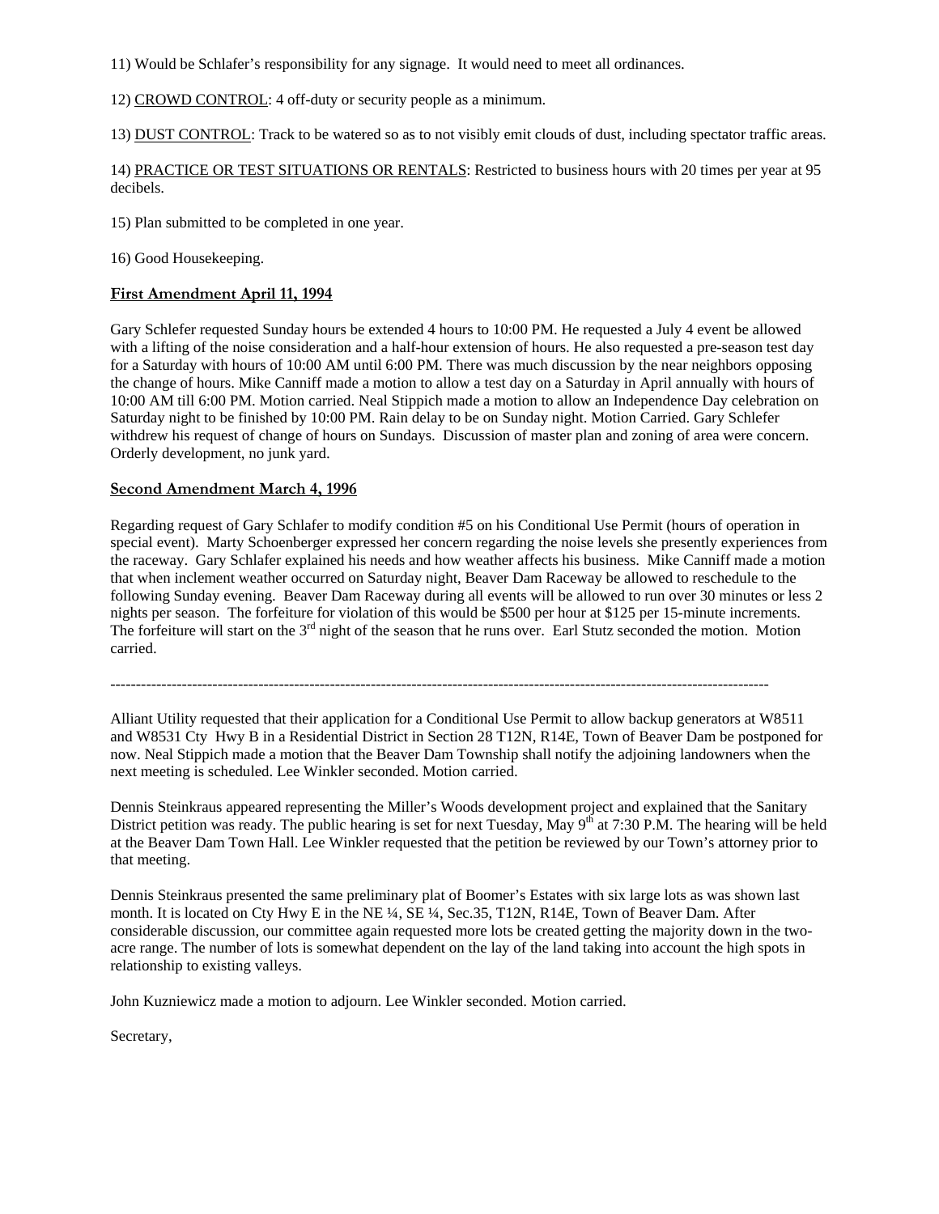11) Would be Schlafer's responsibility for any signage. It would need to meet all ordinances.

12) CROWD CONTROL: 4 off-duty or security people as a minimum.

13) DUST CONTROL: Track to be watered so as to not visibly emit clouds of dust, including spectator traffic areas.

14) PRACTICE OR TEST SITUATIONS OR RENTALS: Restricted to business hours with 20 times per year at 95 decibels.

15) Plan submitted to be completed in one year.

16) Good Housekeeping.

**First Amendment April 11, 1994**

Gary Schlefer requested Sunday hours be extended 4 hours to 10:00 PM. He requested a July 4 event be allowed with a lifting of the noise consideration and a half-hour extension of hours. He also requested a pre-season test day for a Saturday with hours of 10:00 AM until 6:00 PM. There was much discussion by the near neighbors opposing the change of hours. Mike Canniff made a motion to allow a test day on a Saturday in April annually with hours of 10:00 AM till 6:00 PM. Motion carried. Neal Stippich made a motion to allow an Independence Day celebration on Saturday night to be finished by 10:00 PM. Rain delay to be on Sunday night. Motion Carried. Gary Schlefer withdrew his request of change of hours on Sundays. Discussion of master plan and zoning of area were concern. Orderly development, no junk yard.

**Second Amendment March 4, 1996**

Regarding request of Gary Schlafer to modify condition #5 on his Conditional Use Permit (hours of operation in special event). Marty Schoenberger expressed her concern regarding the noise levels she presently experiences from the raceway. Gary Schlafer explained his needs and how weather affects his business. Mike Canniff made a motion that when inclement weather occurred on Saturday night, Beaver Dam Raceway be allowed to reschedule to the following Sunday evening. Beaver Dam Raceway during all events will be allowed to run over 30 minutes or less 2 nights per season. The forfeiture for violation of this would be $500 per hour at $125 per 15-minute increments. The forfeiture will start on the 3rd night of the season that he runs over. Earl Stutz seconded the motion. Motion carried.

---

Alliant Utility requested that their application for a Conditional Use Permit to allow backup generators at W8511 and W8531 Cty Hwy B in a Residential District in Section 28 T12N, R14E, Town of Beaver Dam be postponed for now. Neal Stippich made a motion that the Beaver Dam Township shall notify the adjoining landowners when the next meeting is scheduled. Lee Winkler seconded. Motion carried.

Dennis Steinkraus appeared representing the Miller's Woods development project and explained that the Sanitary District petition was ready. The public hearing is set for next Tuesday, May 9th at 7:30 P.M. The hearing will be held at the Beaver Dam Town Hall. Lee Winkler requested that the petition be reviewed by our Town's attorney prior to that meeting.

Dennis Steinkraus presented the same preliminary plat of Boomer's Estates with six large lots as was shown last month. It is located on Cty Hwy E in the NE ¼, SE ¼, Sec.35, T12N, R14E, Town of Beaver Dam. After considerable discussion, our committee again requested more lots be created getting the majority down in the two-acre range. The number of lots is somewhat dependent on the lay of the land taking into account the high spots in relationship to existing valleys.

John Kuzniewicz made a motion to adjourn. Lee Winkler seconded. Motion carried.

Secretary,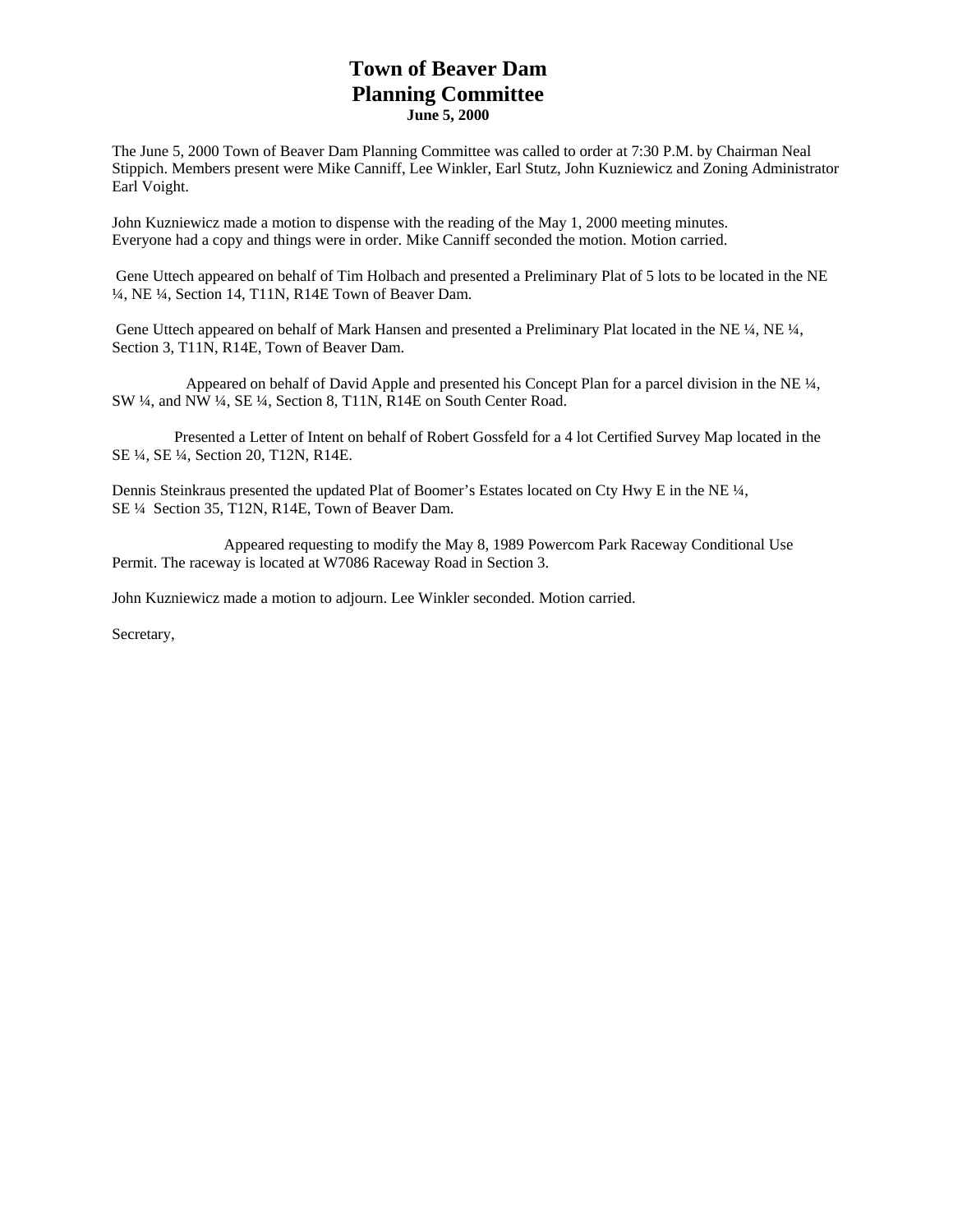# Town of Beaver Dam
# Planning Committee
**June 5, 2000**

The June 5, 2000 Town of Beaver Dam Planning Committee was called to order at 7:30 P.M. by Chairman Neal Stippich. Members present were Mike Canniff, Lee Winkler, Earl Stutz, John Kuzniewicz and Zoning Administrator Earl Voight.

John Kuzniewicz made a motion to dispense with the reading of the May 1, 2000 meeting minutes. Everyone had a copy and things were in order. Mike Canniff seconded the motion. Motion carried.

Gene Uttech appeared on behalf of Tim Holbach and presented a Preliminary Plat of 5 lots to be located in the NE ¼, NE ¼, Section 14, T11N, R14E Town of Beaver Dam.

Gene Uttech appeared on behalf of Mark Hansen and presented a Preliminary Plat located in the NE ¼, NE ¼, Section 3, T11N, R14E, Town of Beaver Dam.

Appeared on behalf of David Apple and presented his Concept Plan for a parcel division in the NE ¼, SW ¼, and NW ¼, SE ¼, Section 8, T11N, R14E on South Center Road.

Presented a Letter of Intent on behalf of Robert Gossfeld for a 4 lot Certified Survey Map located in the SE ¼, SE ¼, Section 20, T12N, R14E.

Dennis Steinkraus presented the updated Plat of Boomer's Estates located on Cty Hwy E in the NE ¼, SE ¼ Section 35, T12N, R14E, Town of Beaver Dam.

Appeared requesting to modify the May 8, 1989 Powercom Park Raceway Conditional Use Permit. The raceway is located at W7086 Raceway Road in Section 3.

John Kuzniewicz made a motion to adjourn. Lee Winkler seconded. Motion carried.

Secretary,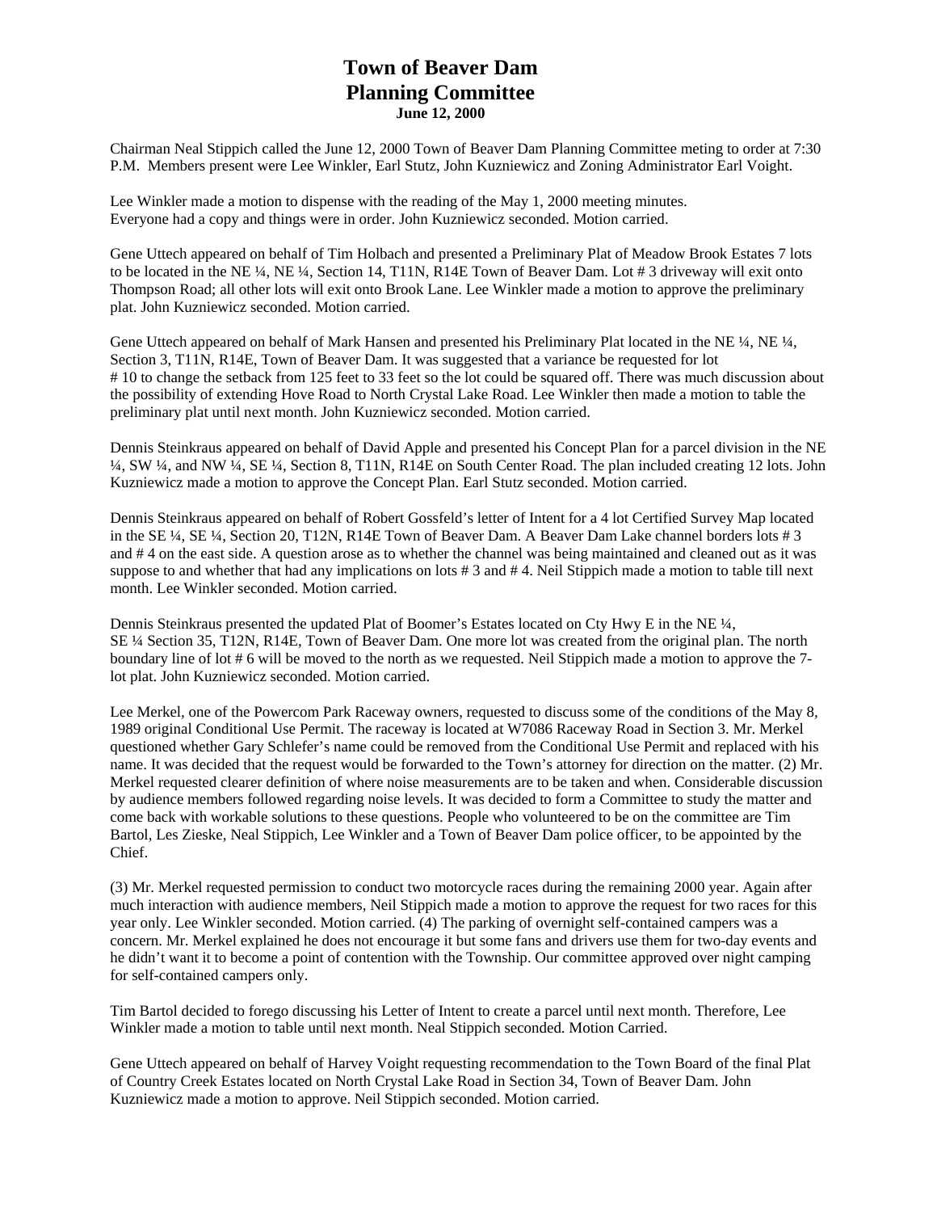# Town of Beaver Dam
# Planning Committee
**June 12, 2000**

Chairman Neal Stippich called the June 12, 2000 Town of Beaver Dam Planning Committee meting to order at 7:30 P.M. Members present were Lee Winkler, Earl Stutz, John Kuzniewicz and Zoning Administrator Earl Voight.

Lee Winkler made a motion to dispense with the reading of the May 1, 2000 meeting minutes. Everyone had a copy and things were in order. John Kuzniewicz seconded. Motion carried.

Gene Uttech appeared on behalf of Tim Holbach and presented a Preliminary Plat of Meadow Brook Estates 7 lots to be located in the NE ¼, NE ¼, Section 14, T11N, R14E Town of Beaver Dam. Lot # 3 driveway will exit onto Thompson Road; all other lots will exit onto Brook Lane. Lee Winkler made a motion to approve the preliminary plat. John Kuzniewicz seconded. Motion carried.

Gene Uttech appeared on behalf of Mark Hansen and presented his Preliminary Plat located in the NE ¼, NE ¼, Section 3, T11N, R14E, Town of Beaver Dam. It was suggested that a variance be requested for lot # 10 to change the setback from 125 feet to 33 feet so the lot could be squared off. There was much discussion about the possibility of extending Hove Road to North Crystal Lake Road. Lee Winkler then made a motion to table the preliminary plat until next month. John Kuzniewicz seconded. Motion carried.

Dennis Steinkraus appeared on behalf of David Apple and presented his Concept Plan for a parcel division in the NE ¼, SW ¼, and NW ¼, SE ¼, Section 8, T11N, R14E on South Center Road. The plan included creating 12 lots. John Kuzniewicz made a motion to approve the Concept Plan. Earl Stutz seconded. Motion carried.

Dennis Steinkraus appeared on behalf of Robert Gossfeld's letter of Intent for a 4 lot Certified Survey Map located in the SE ¼, SE ¼, Section 20, T12N, R14E Town of Beaver Dam. A Beaver Dam Lake channel borders lots # 3 and # 4 on the east side. A question arose as to whether the channel was being maintained and cleaned out as it was suppose to and whether that had any implications on lots # 3 and # 4. Neil Stippich made a motion to table till next month. Lee Winkler seconded. Motion carried.

Dennis Steinkraus presented the updated Plat of Boomer's Estates located on Cty Hwy E in the NE ¼, SE ¼ Section 35, T12N, R14E, Town of Beaver Dam. One more lot was created from the original plan. The north boundary line of lot # 6 will be moved to the north as we requested. Neil Stippich made a motion to approve the 7-lot plat. John Kuzniewicz seconded. Motion carried.

Lee Merkel, one of the Powercom Park Raceway owners, requested to discuss some of the conditions of the May 8, 1989 original Conditional Use Permit. The raceway is located at W7086 Raceway Road in Section 3. Mr. Merkel questioned whether Gary Schlefer's name could be removed from the Conditional Use Permit and replaced with his name. It was decided that the request would be forwarded to the Town's attorney for direction on the matter. (2) Mr. Merkel requested clearer definition of where noise measurements are to be taken and when. Considerable discussion by audience members followed regarding noise levels. It was decided to form a Committee to study the matter and come back with workable solutions to these questions. People who volunteered to be on the committee are Tim Bartol, Les Zieske, Neal Stippich, Lee Winkler and a Town of Beaver Dam police officer, to be appointed by the Chief.

(3) Mr. Merkel requested permission to conduct two motorcycle races during the remaining 2000 year. Again after much interaction with audience members, Neil Stippich made a motion to approve the request for two races for this year only. Lee Winkler seconded. Motion carried. (4) The parking of overnight self-contained campers was a concern. Mr. Merkel explained he does not encourage it but some fans and drivers use them for two-day events and he didn't want it to become a point of contention with the Township. Our committee approved over night camping for self-contained campers only.

Tim Bartol decided to forego discussing his Letter of Intent to create a parcel until next month. Therefore, Lee Winkler made a motion to table until next month. Neal Stippich seconded. Motion Carried.

Gene Uttech appeared on behalf of Harvey Voight requesting recommendation to the Town Board of the final Plat of Country Creek Estates located on North Crystal Lake Road in Section 34, Town of Beaver Dam. John Kuzniewicz made a motion to approve. Neil Stippich seconded. Motion carried.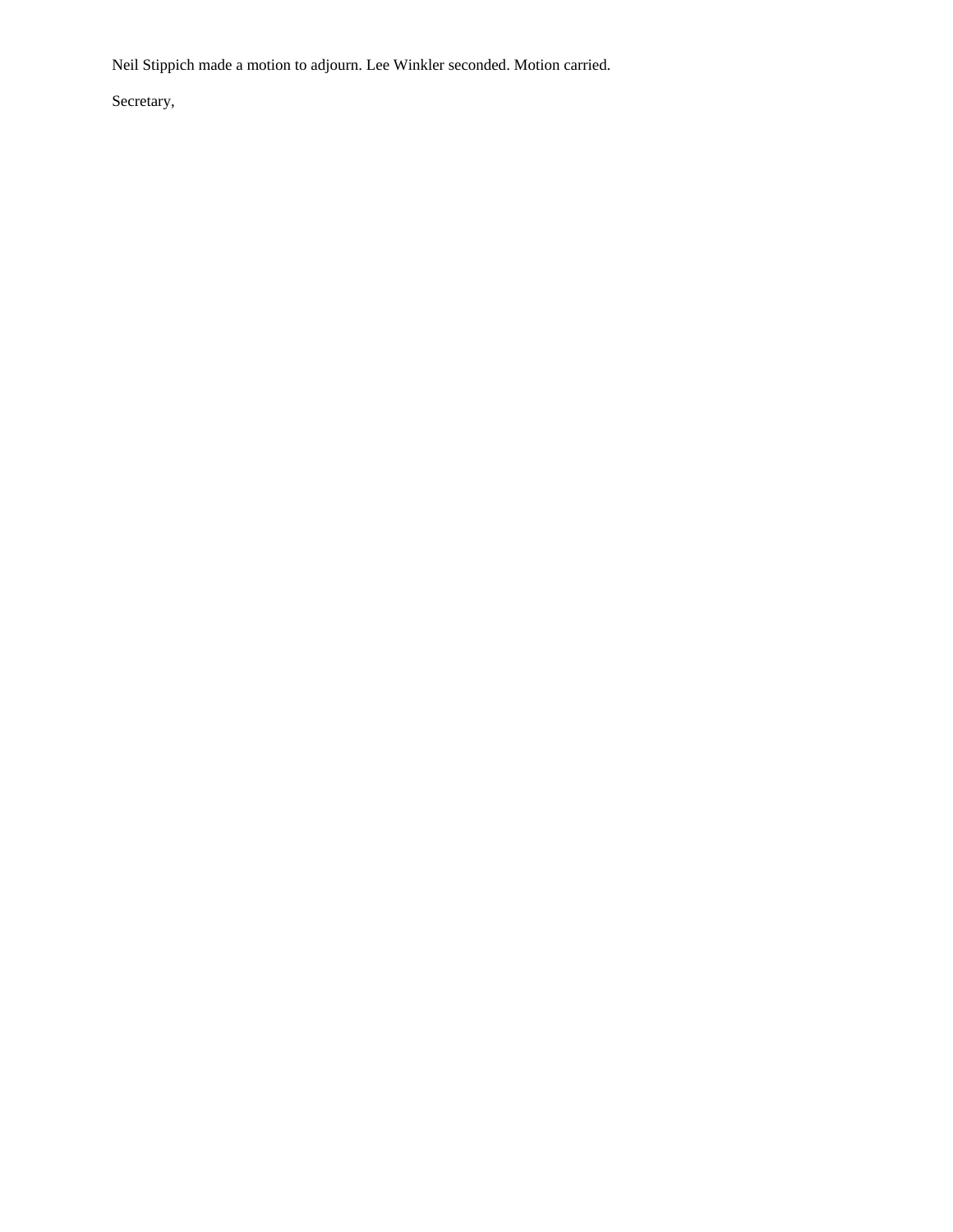Neil Stippich made a motion to adjourn. Lee Winkler seconded. Motion carried.

Secretary,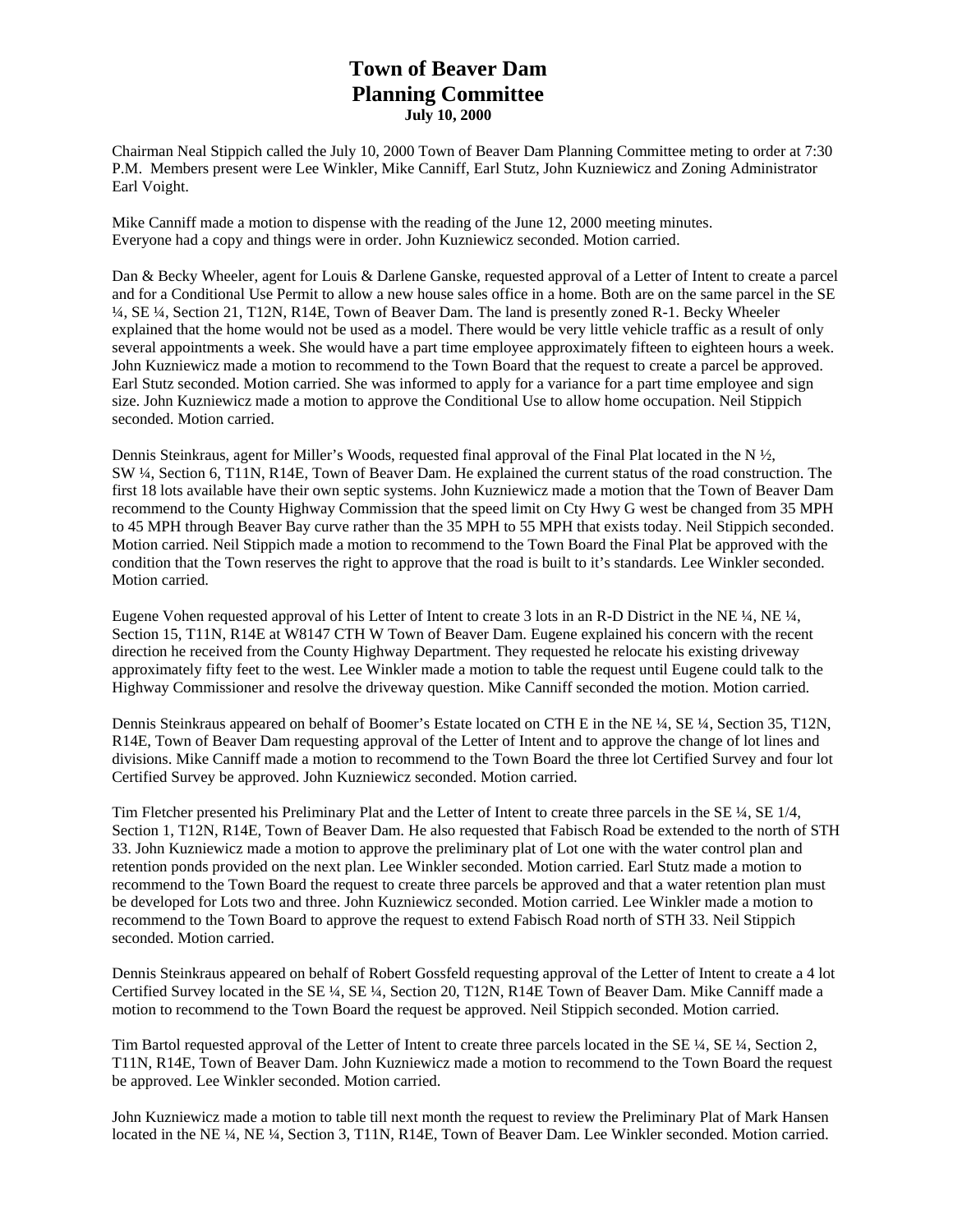# Town of Beaver Dam
# Planning Committee
**July 10, 2000**

Chairman Neal Stippich called the July 10, 2000 Town of Beaver Dam Planning Committee meting to order at 7:30 P.M. Members present were Lee Winkler, Mike Canniff, Earl Stutz, John Kuzniewicz and Zoning Administrator Earl Voight.

Mike Canniff made a motion to dispense with the reading of the June 12, 2000 meeting minutes. Everyone had a copy and things were in order. John Kuzniewicz seconded. Motion carried.

Dan & Becky Wheeler, agent for Louis & Darlene Ganske, requested approval of a Letter of Intent to create a parcel and for a Conditional Use Permit to allow a new house sales office in a home. Both are on the same parcel in the SE ¼, SE ¼, Section 21, T12N, R14E, Town of Beaver Dam. The land is presently zoned R-1. Becky Wheeler explained that the home would not be used as a model. There would be very little vehicle traffic as a result of only several appointments a week. She would have a part time employee approximately fifteen to eighteen hours a week. John Kuzniewicz made a motion to recommend to the Town Board that the request to create a parcel be approved. Earl Stutz seconded. Motion carried. She was informed to apply for a variance for a part time employee and sign size. John Kuzniewicz made a motion to approve the Conditional Use to allow home occupation. Neil Stippich seconded. Motion carried.

Dennis Steinkraus, agent for Miller's Woods, requested final approval of the Final Plat located in the N ½, SW ¼, Section 6, T11N, R14E, Town of Beaver Dam. He explained the current status of the road construction. The first 18 lots available have their own septic systems. John Kuzniewicz made a motion that the Town of Beaver Dam recommend to the County Highway Commission that the speed limit on Cty Hwy G west be changed from 35 MPH to 45 MPH through Beaver Bay curve rather than the 35 MPH to 55 MPH that exists today. Neil Stippich seconded. Motion carried. Neil Stippich made a motion to recommend to the Town Board the Final Plat be approved with the condition that the Town reserves the right to approve that the road is built to it's standards. Lee Winkler seconded. Motion carried.

Eugene Vohen requested approval of his Letter of Intent to create 3 lots in an R-D District in the NE ¼, NE ¼, Section 15, T11N, R14E at W8147 CTH W Town of Beaver Dam. Eugene explained his concern with the recent direction he received from the County Highway Department. They requested he relocate his existing driveway approximately fifty feet to the west. Lee Winkler made a motion to table the request until Eugene could talk to the Highway Commissioner and resolve the driveway question. Mike Canniff seconded the motion. Motion carried.

Dennis Steinkraus appeared on behalf of Boomer's Estate located on CTH E in the NE ¼, SE ¼, Section 35, T12N, R14E, Town of Beaver Dam requesting approval of the Letter of Intent and to approve the change of lot lines and divisions. Mike Canniff made a motion to recommend to the Town Board the three lot Certified Survey and four lot Certified Survey be approved. John Kuzniewicz seconded. Motion carried.

Tim Fletcher presented his Preliminary Plat and the Letter of Intent to create three parcels in the SE ¼, SE 1/4, Section 1, T12N, R14E, Town of Beaver Dam. He also requested that Fabisch Road be extended to the north of STH 33. John Kuzniewicz made a motion to approve the preliminary plat of Lot one with the water control plan and retention ponds provided on the next plan. Lee Winkler seconded. Motion carried. Earl Stutz made a motion to recommend to the Town Board the request to create three parcels be approved and that a water retention plan must be developed for Lots two and three. John Kuzniewicz seconded. Motion carried. Lee Winkler made a motion to recommend to the Town Board to approve the request to extend Fabisch Road north of STH 33. Neil Stippich seconded. Motion carried.

Dennis Steinkraus appeared on behalf of Robert Gossfeld requesting approval of the Letter of Intent to create a 4 lot Certified Survey located in the SE ¼, SE ¼, Section 20, T12N, R14E Town of Beaver Dam. Mike Canniff made a motion to recommend to the Town Board the request be approved. Neil Stippich seconded. Motion carried.

Tim Bartol requested approval of the Letter of Intent to create three parcels located in the SE ¼, SE ¼, Section 2, T11N, R14E, Town of Beaver Dam. John Kuzniewicz made a motion to recommend to the Town Board the request be approved. Lee Winkler seconded. Motion carried.

John Kuzniewicz made a motion to table till next month the request to review the Preliminary Plat of Mark Hansen located in the NE ¼, NE ¼, Section 3, T11N, R14E, Town of Beaver Dam. Lee Winkler seconded. Motion carried.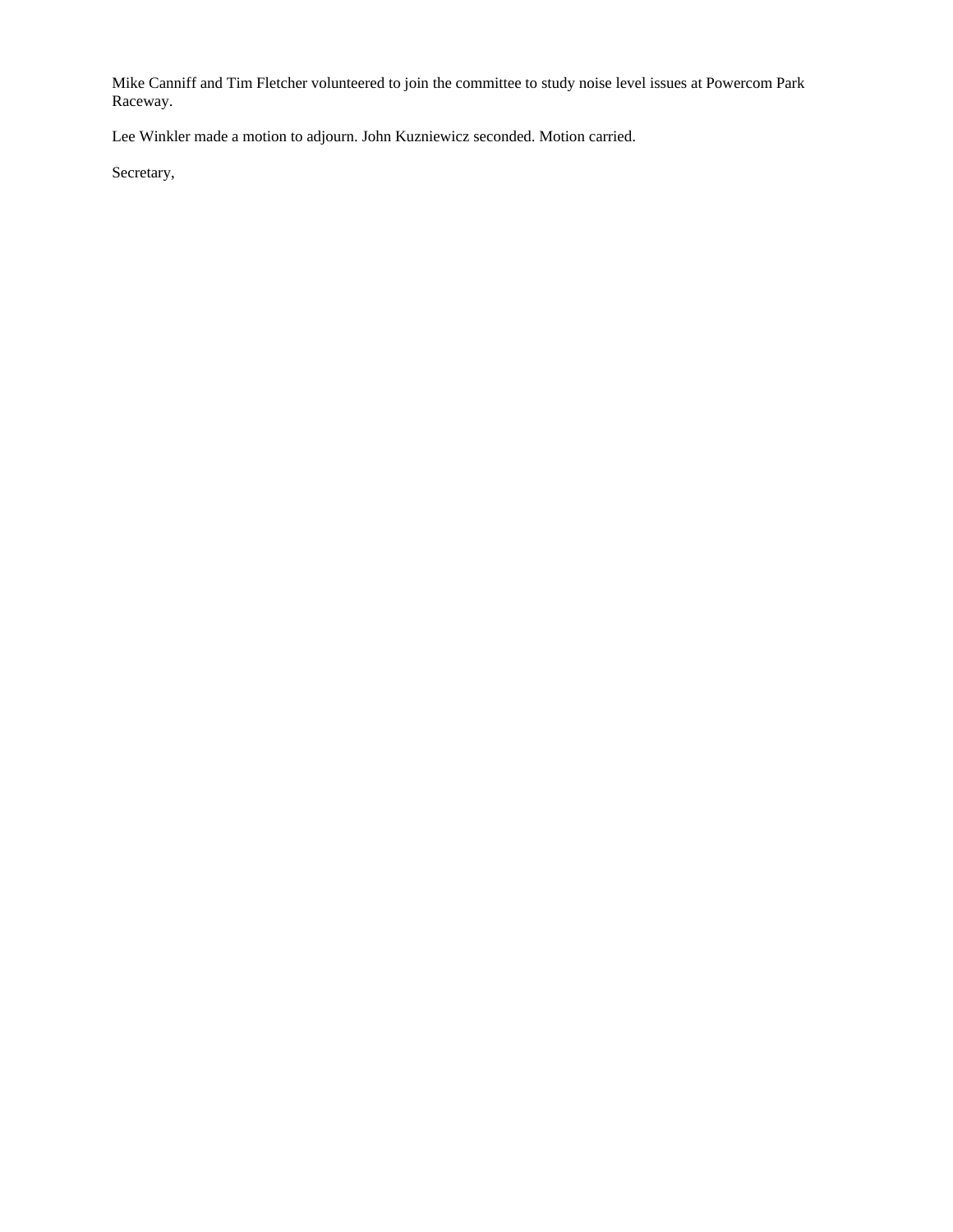Mike Canniff and Tim Fletcher volunteered to join the committee to study noise level issues at Powercom Park Raceway.

Lee Winkler made a motion to adjourn. John Kuzniewicz seconded. Motion carried.

Secretary,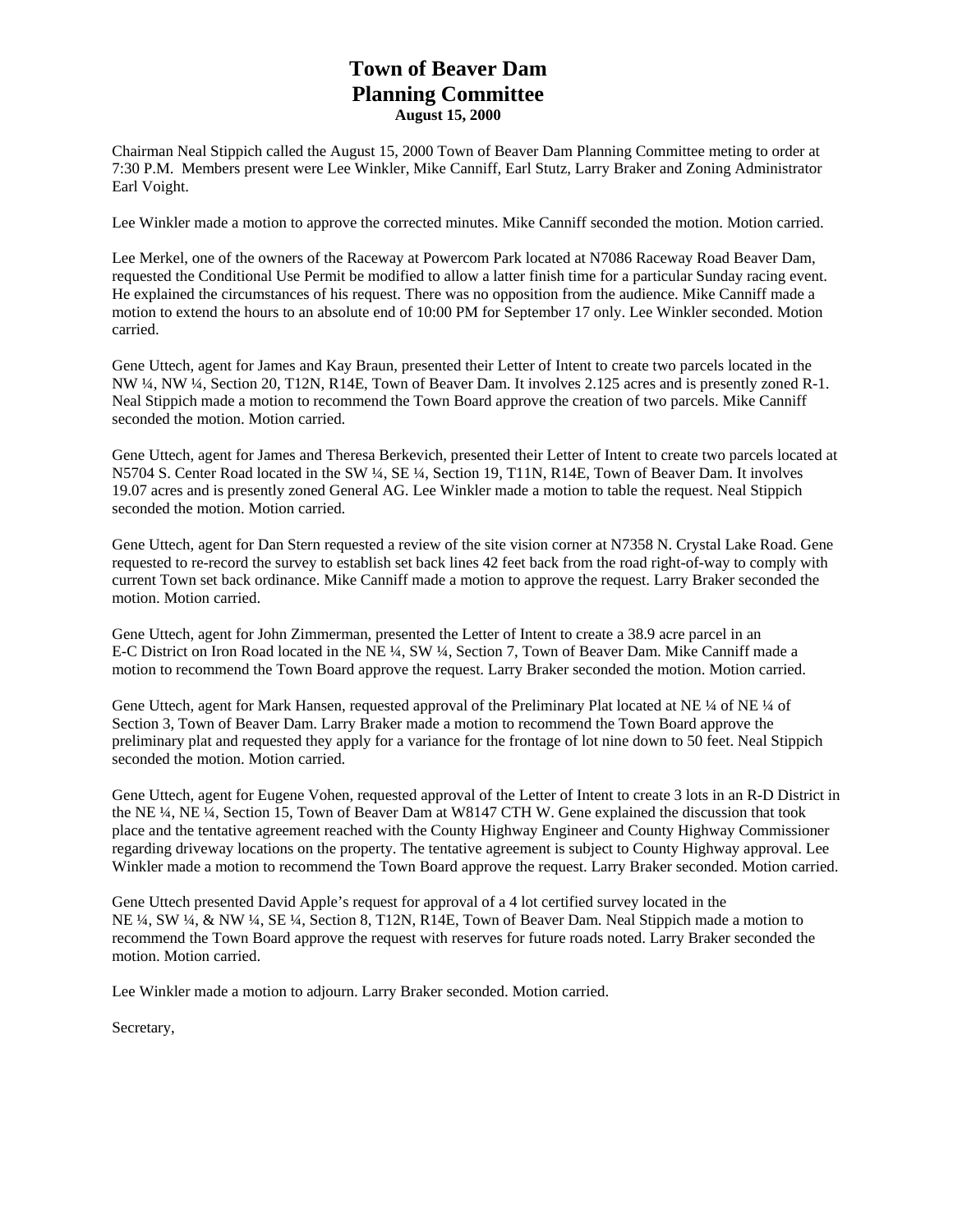# Town of Beaver Dam
# Planning Committee
**August 15, 2000**

Chairman Neal Stippich called the August 15, 2000 Town of Beaver Dam Planning Committee meting to order at 7:30 P.M. Members present were Lee Winkler, Mike Canniff, Earl Stutz, Larry Braker and Zoning Administrator Earl Voight.

Lee Winkler made a motion to approve the corrected minutes. Mike Canniff seconded the motion. Motion carried.

Lee Merkel, one of the owners of the Raceway at Powercom Park located at N7086 Raceway Road Beaver Dam, requested the Conditional Use Permit be modified to allow a latter finish time for a particular Sunday racing event. He explained the circumstances of his request. There was no opposition from the audience. Mike Canniff made a motion to extend the hours to an absolute end of 10:00 PM for September 17 only. Lee Winkler seconded. Motion carried.

Gene Uttech, agent for James and Kay Braun, presented their Letter of Intent to create two parcels located in the NW ¼, NW ¼, Section 20, T12N, R14E, Town of Beaver Dam. It involves 2.125 acres and is presently zoned R-1. Neal Stippich made a motion to recommend the Town Board approve the creation of two parcels. Mike Canniff seconded the motion. Motion carried.

Gene Uttech, agent for James and Theresa Berkevich, presented their Letter of Intent to create two parcels located at N5704 S. Center Road located in the SW ¼, SE ¼, Section 19, T11N, R14E, Town of Beaver Dam. It involves 19.07 acres and is presently zoned General AG. Lee Winkler made a motion to table the request. Neal Stippich seconded the motion. Motion carried.

Gene Uttech, agent for Dan Stern requested a review of the site vision corner at N7358 N. Crystal Lake Road. Gene requested to re-record the survey to establish set back lines 42 feet back from the road right-of-way to comply with current Town set back ordinance. Mike Canniff made a motion to approve the request. Larry Braker seconded the motion. Motion carried.

Gene Uttech, agent for John Zimmerman, presented the Letter of Intent to create a 38.9 acre parcel in an E-C District on Iron Road located in the NE ¼, SW ¼, Section 7, Town of Beaver Dam. Mike Canniff made a motion to recommend the Town Board approve the request. Larry Braker seconded the motion. Motion carried.

Gene Uttech, agent for Mark Hansen, requested approval of the Preliminary Plat located at NE ¼ of NE ¼ of Section 3, Town of Beaver Dam. Larry Braker made a motion to recommend the Town Board approve the preliminary plat and requested they apply for a variance for the frontage of lot nine down to 50 feet. Neal Stippich seconded the motion. Motion carried.

Gene Uttech, agent for Eugene Vohen, requested approval of the Letter of Intent to create 3 lots in an R-D District in the NE ¼, NE ¼, Section 15, Town of Beaver Dam at W8147 CTH W. Gene explained the discussion that took place and the tentative agreement reached with the County Highway Engineer and County Highway Commissioner regarding driveway locations on the property. The tentative agreement is subject to County Highway approval. Lee Winkler made a motion to recommend the Town Board approve the request. Larry Braker seconded. Motion carried.

Gene Uttech presented David Apple's request for approval of a 4 lot certified survey located in the NE ¼, SW ¼, & NW ¼, SE ¼, Section 8, T12N, R14E, Town of Beaver Dam. Neal Stippich made a motion to recommend the Town Board approve the request with reserves for future roads noted. Larry Braker seconded the motion. Motion carried.

Lee Winkler made a motion to adjourn. Larry Braker seconded. Motion carried.

Secretary,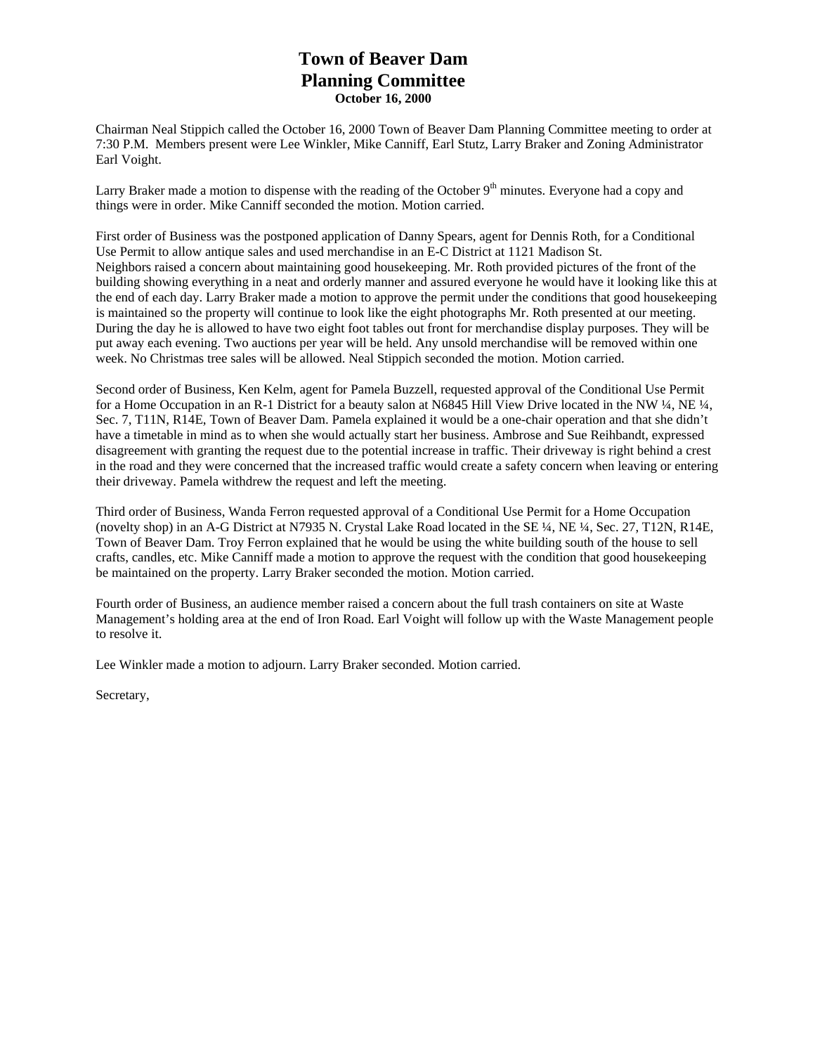# Town of Beaver Dam
## Planning Committee
**October 16, 2000**

Chairman Neal Stippich called the October 16, 2000 Town of Beaver Dam Planning Committee meeting to order at 7:30 P.M. Members present were Lee Winkler, Mike Canniff, Earl Stutz, Larry Braker and Zoning Administrator Earl Voight.

Larry Braker made a motion to dispense with the reading of the October 9th minutes. Everyone had a copy and things were in order. Mike Canniff seconded the motion. Motion carried.

First order of Business was the postponed application of Danny Spears, agent for Dennis Roth, for a Conditional Use Permit to allow antique sales and used merchandise in an E-C District at 1121 Madison St.
Neighbors raised a concern about maintaining good housekeeping. Mr. Roth provided pictures of the front of the building showing everything in a neat and orderly manner and assured everyone he would have it looking like this at the end of each day. Larry Braker made a motion to approve the permit under the conditions that good housekeeping is maintained so the property will continue to look like the eight photographs Mr. Roth presented at our meeting. During the day he is allowed to have two eight foot tables out front for merchandise display purposes. They will be put away each evening. Two auctions per year will be held. Any unsold merchandise will be removed within one week. No Christmas tree sales will be allowed. Neal Stippich seconded the motion. Motion carried.

Second order of Business, Ken Kelm, agent for Pamela Buzzell, requested approval of the Conditional Use Permit for a Home Occupation in an R-1 District for a beauty salon at N6845 Hill View Drive located in the NW ¼, NE ¼, Sec. 7, T11N, R14E, Town of Beaver Dam. Pamela explained it would be a one-chair operation and that she didn't have a timetable in mind as to when she would actually start her business. Ambrose and Sue Reihbandt, expressed disagreement with granting the request due to the potential increase in traffic. Their driveway is right behind a crest in the road and they were concerned that the increased traffic would create a safety concern when leaving or entering their driveway. Pamela withdrew the request and left the meeting.

Third order of Business, Wanda Ferron requested approval of a Conditional Use Permit for a Home Occupation (novelty shop) in an A-G District at N7935 N. Crystal Lake Road located in the SE ¼, NE ¼, Sec. 27, T12N, R14E, Town of Beaver Dam. Troy Ferron explained that he would be using the white building south of the house to sell crafts, candles, etc. Mike Canniff made a motion to approve the request with the condition that good housekeeping be maintained on the property. Larry Braker seconded the motion. Motion carried.

Fourth order of Business, an audience member raised a concern about the full trash containers on site at Waste Management's holding area at the end of Iron Road. Earl Voight will follow up with the Waste Management people to resolve it.

Lee Winkler made a motion to adjourn. Larry Braker seconded. Motion carried.

Secretary,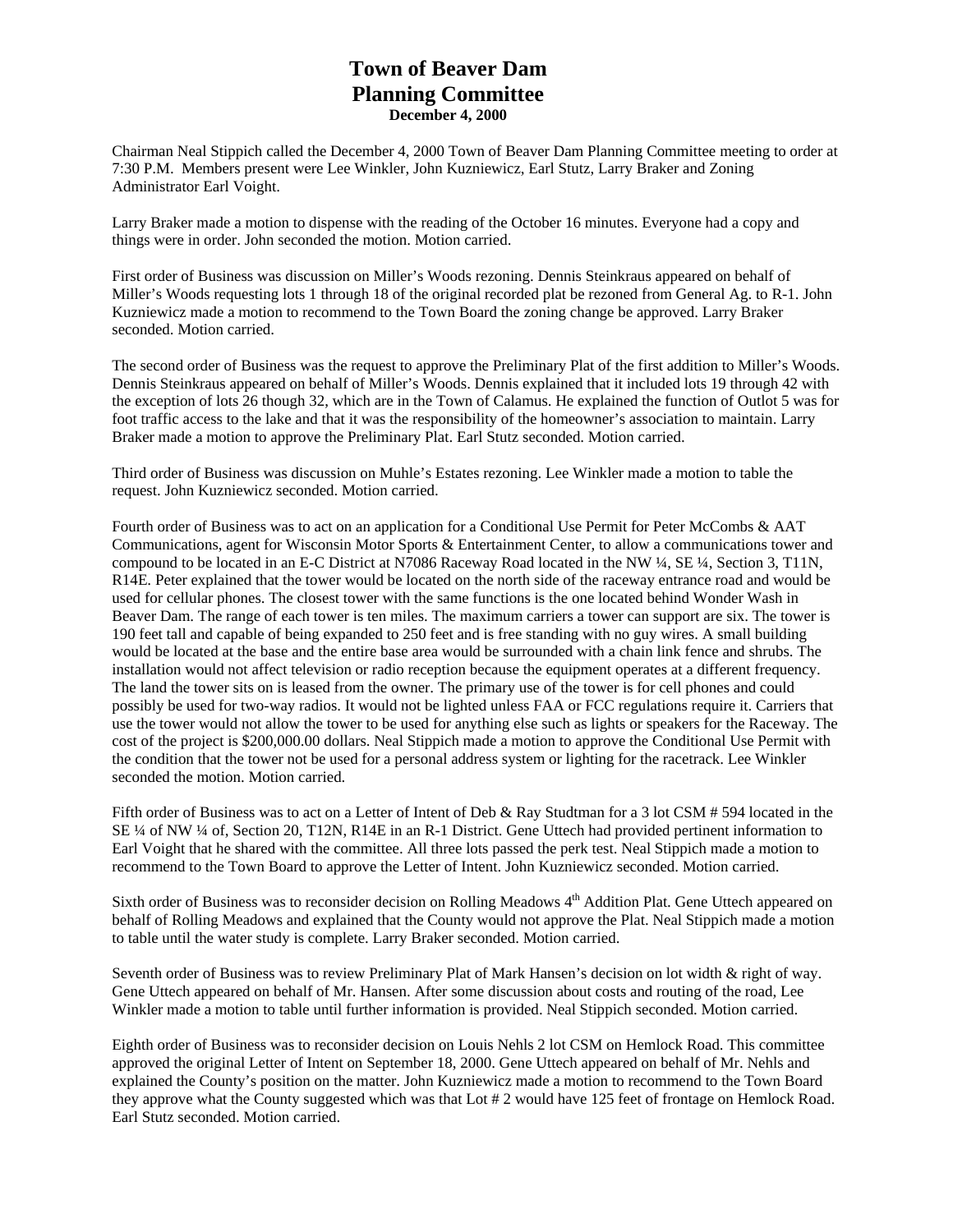# Town of Beaver Dam
# Planning Committee
**December 4, 2000**

Chairman Neal Stippich called the December 4, 2000 Town of Beaver Dam Planning Committee meeting to order at 7:30 P.M. Members present were Lee Winkler, John Kuzniewicz, Earl Stutz, Larry Braker and Zoning Administrator Earl Voight.

Larry Braker made a motion to dispense with the reading of the October 16 minutes. Everyone had a copy and things were in order. John seconded the motion. Motion carried.

First order of Business was discussion on Miller's Woods rezoning. Dennis Steinkraus appeared on behalf of Miller's Woods requesting lots 1 through 18 of the original recorded plat be rezoned from General Ag. to R-1. John Kuzniewicz made a motion to recommend to the Town Board the zoning change be approved. Larry Braker seconded. Motion carried.

The second order of Business was the request to approve the Preliminary Plat of the first addition to Miller's Woods. Dennis Steinkraus appeared on behalf of Miller's Woods. Dennis explained that it included lots 19 through 42 with the exception of lots 26 though 32, which are in the Town of Calamus. He explained the function of Outlot 5 was for foot traffic access to the lake and that it was the responsibility of the homeowner's association to maintain. Larry Braker made a motion to approve the Preliminary Plat. Earl Stutz seconded. Motion carried.

Third order of Business was discussion on Muhle's Estates rezoning. Lee Winkler made a motion to table the request. John Kuzniewicz seconded. Motion carried.

Fourth order of Business was to act on an application for a Conditional Use Permit for Peter McCombs & AAT Communications, agent for Wisconsin Motor Sports & Entertainment Center, to allow a communications tower and compound to be located in an E-C District at N7086 Raceway Road located in the NW ¼, SE ¼, Section 3, T11N, R14E. Peter explained that the tower would be located on the north side of the raceway entrance road and would be used for cellular phones. The closest tower with the same functions is the one located behind Wonder Wash in Beaver Dam. The range of each tower is ten miles. The maximum carriers a tower can support are six. The tower is 190 feet tall and capable of being expanded to 250 feet and is free standing with no guy wires. A small building would be located at the base and the entire base area would be surrounded with a chain link fence and shrubs. The installation would not affect television or radio reception because the equipment operates at a different frequency. The land the tower sits on is leased from the owner. The primary use of the tower is for cell phones and could possibly be used for two-way radios. It would not be lighted unless FAA or FCC regulations require it. Carriers that use the tower would not allow the tower to be used for anything else such as lights or speakers for the Raceway. The cost of the project is $200,000.00 dollars. Neal Stippich made a motion to approve the Conditional Use Permit with the condition that the tower not be used for a personal address system or lighting for the racetrack. Lee Winkler seconded the motion. Motion carried.

Fifth order of Business was to act on a Letter of Intent of Deb & Ray Studtman for a 3 lot CSM # 594 located in the SE ¼ of NW ¼ of, Section 20, T12N, R14E in an R-1 District. Gene Uttech had provided pertinent information to Earl Voight that he shared with the committee. All three lots passed the perk test. Neal Stippich made a motion to recommend to the Town Board to approve the Letter of Intent. John Kuzniewicz seconded. Motion carried.

Sixth order of Business was to reconsider decision on Rolling Meadows 4th Addition Plat. Gene Uttech appeared on behalf of Rolling Meadows and explained that the County would not approve the Plat. Neal Stippich made a motion to table until the water study is complete. Larry Braker seconded. Motion carried.

Seventh order of Business was to review Preliminary Plat of Mark Hansen's decision on lot width & right of way. Gene Uttech appeared on behalf of Mr. Hansen. After some discussion about costs and routing of the road, Lee Winkler made a motion to table until further information is provided. Neal Stippich seconded. Motion carried.

Eighth order of Business was to reconsider decision on Louis Nehls 2 lot CSM on Hemlock Road. This committee approved the original Letter of Intent on September 18, 2000. Gene Uttech appeared on behalf of Mr. Nehls and explained the County's position on the matter. John Kuzniewicz made a motion to recommend to the Town Board they approve what the County suggested which was that Lot # 2 would have 125 feet of frontage on Hemlock Road. Earl Stutz seconded. Motion carried.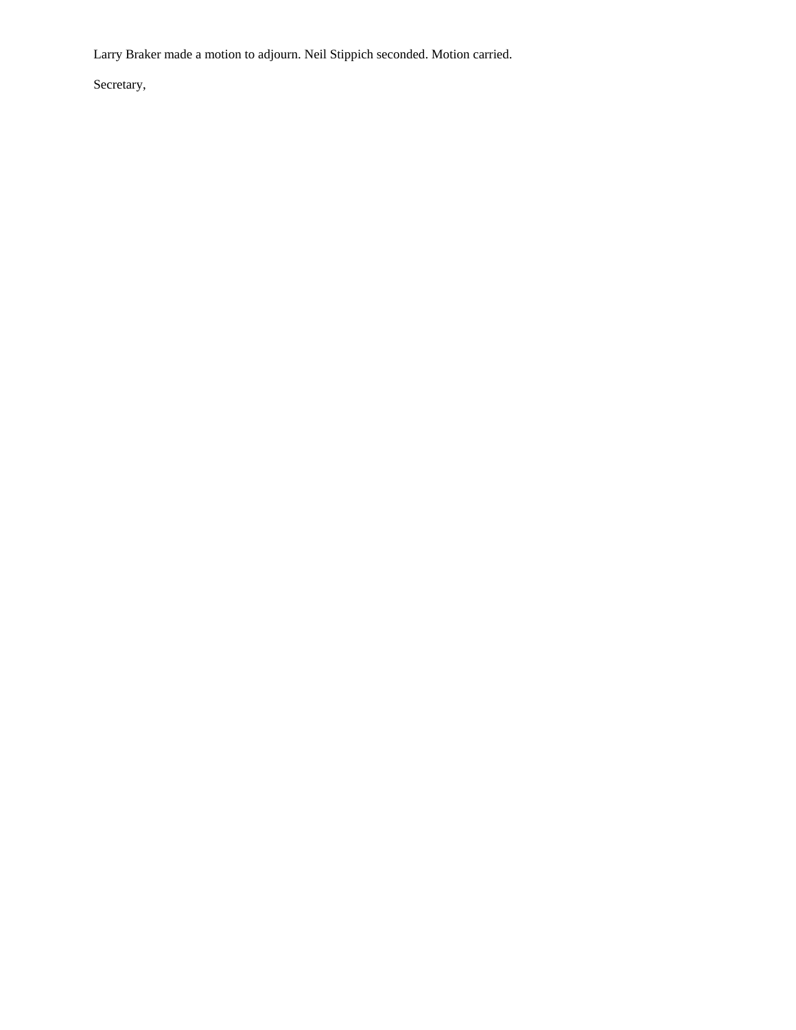Larry Braker made a motion to adjourn. Neil Stippich seconded. Motion carried.

Secretary,